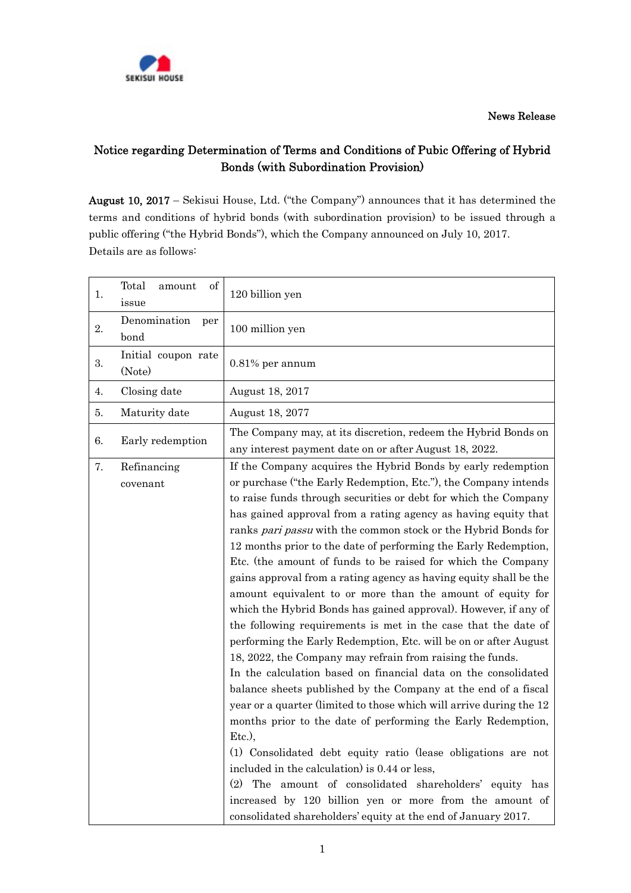SEKISUI HOUSE

News Release

# Notice regarding Determination of Terms and Conditions of Pubic Offering of Hybrid Bonds (with Subordination Provision)

**August 10, 2017** – Sekisui House, Ltd. ("the Company") announces that it has determined the terms and conditions of hybrid bonds (with subordination provision) to be issued through a public offering ("the Hybrid Bonds"), which the Company announced on July 10, 2017.
Details are as follows:

| | | |
|---|---|---|
| 1. | Total amount of issue | 120 billion yen |
| 2. | Denomination per bond | 100 million yen |
| 3. | Initial coupon rate (Note) | 0.81% per annum |
| 4. | Closing date | August 18, 2017 |
| 5. | Maturity date | August 18, 2077 |
| 6. | Early redemption | The Company may, at its discretion, redeem the Hybrid Bonds on any interest payment date on or after August 18, 2022. |
| 7. | Refinancing covenant | If the Company acquires the Hybrid Bonds by early redemption or purchase ("the Early Redemption, Etc."), the Company intends to raise funds through securities or debt for which the Company has gained approval from a rating agency as having equity that ranks *pari passu* with the common stock or the Hybrid Bonds for 12 months prior to the date of performing the Early Redemption, Etc. (the amount of funds to be raised for which the Company gains approval from a rating agency as having equity shall be the amount equivalent to or more than the amount of equity for which the Hybrid Bonds has gained approval). However, if any of the following requirements is met in the case that the date of performing the Early Redemption, Etc. will be on or after August 18, 2022, the Company may refrain from raising the funds.<br>In the calculation based on financial data on the consolidated balance sheets published by the Company at the end of a fiscal year or a quarter (limited to those which will arrive during the 12 months prior to the date of performing the Early Redemption, Etc.),<br>(1) Consolidated debt equity ratio (lease obligations are not included in the calculation) is 0.44 or less,<br>(2) The amount of consolidated shareholders' equity has increased by 120 billion yen or more from the amount of consolidated shareholders' equity at the end of January 2017. |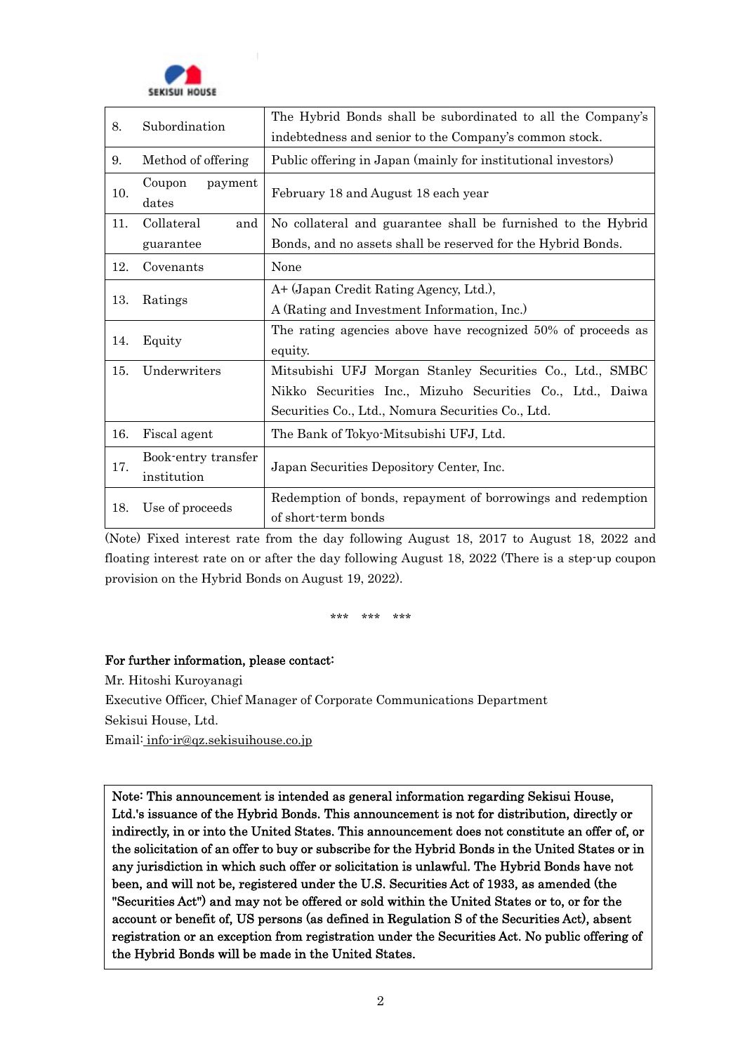| | | |
|---|---|---|
| 8. | Subordination | The Hybrid Bonds shall be subordinated to all the Company's indebtedness and senior to the Company's common stock. |
| 9. | Method of offering | Public offering in Japan (mainly for institutional investors) |
| 10. | Coupon payment dates | February 18 and August 18 each year |
| 11. | Collateral and guarantee | No collateral and guarantee shall be furnished to the Hybrid Bonds, and no assets shall be reserved for the Hybrid Bonds. |
| 12. | Covenants | None |
| 13. | Ratings | A+ (Japan Credit Rating Agency, Ltd.),<br>A (Rating and Investment Information, Inc.) |
| 14. | Equity | The rating agencies above have recognized 50% of proceeds as equity. |
| 15. | Underwriters | Mitsubishi UFJ Morgan Stanley Securities Co., Ltd., SMBC Nikko Securities Inc., Mizuho Securities Co., Ltd., Daiwa Securities Co., Ltd., Nomura Securities Co., Ltd. |
| 16. | Fiscal agent | The Bank of Tokyo-Mitsubishi UFJ, Ltd. |
| 17. | Book-entry transfer institution | Japan Securities Depository Center, Inc. |
| 18. | Use of proceeds | Redemption of bonds, repayment of borrowings and redemption of short-term bonds |

(Note) Fixed interest rate from the day following August 18, 2017 to August 18, 2022 and floating interest rate on or after the day following August 18, 2022 (There is a step-up coupon provision on the Hybrid Bonds on August 19, 2022).

*** *** ***

**For further information, please contact:**

Mr. Hitoshi Kuroyanagi

Executive Officer, Chief Manager of Corporate Communications Department

Sekisui House, Ltd.

Email: info-ir@qz.sekisuihouse.co.jp

**Note: This announcement is intended as general information regarding Sekisui House, Ltd.'s issuance of the Hybrid Bonds. This announcement is not for distribution, directly or indirectly, in or into the United States. This announcement does not constitute an offer of, or the solicitation of an offer to buy or subscribe for the Hybrid Bonds in the United States or in any jurisdiction in which such offer or solicitation is unlawful. The Hybrid Bonds have not been, and will not be, registered under the U.S. Securities Act of 1933, as amended (the "Securities Act") and may not be offered or sold within the United States or to, or for the account or benefit of, US persons (as defined in Regulation S of the Securities Act), absent registration or an exception from registration under the Securities Act. No public offering of the Hybrid Bonds will be made in the United States.**